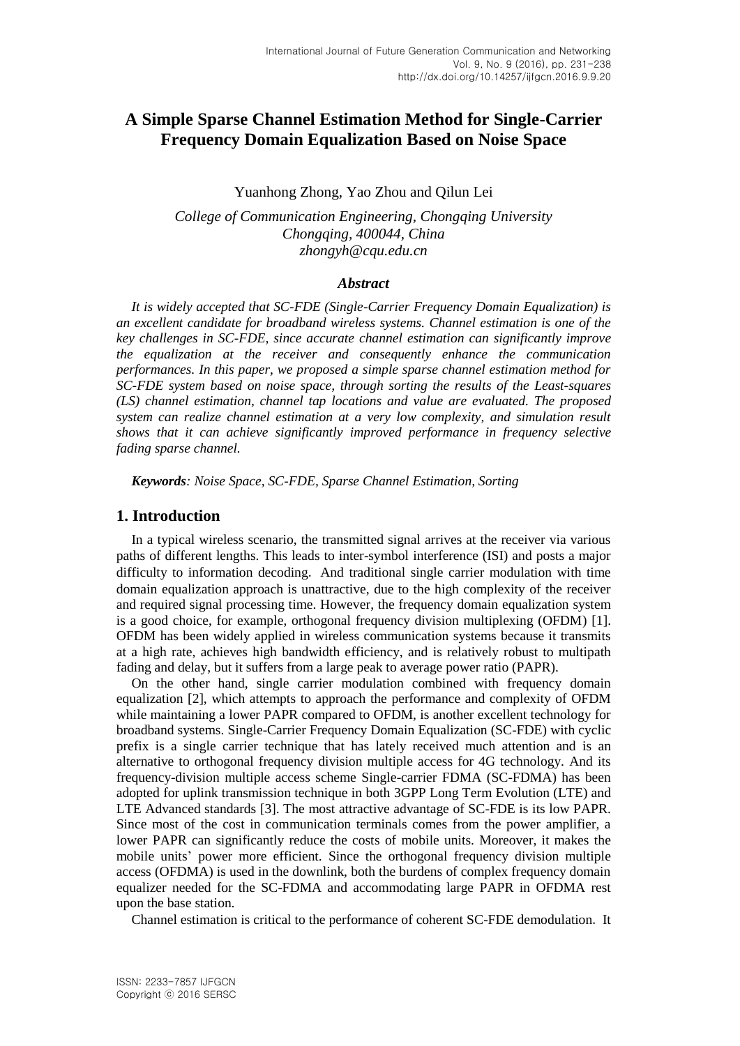# A Simple Sparse Channel Estimation Method for Single-Carrier Frequency Domain Equalization Based on Noise Space

Yuanhong Zhong, Yao Zhou and Qilun Lei

*College of Communication Engineering, Chongqing University*
*Chongqing, 400044, China*
*zhongyh@cqu.edu.cn*

### *Abstract*

*It is widely accepted that SC-FDE (Single-Carrier Frequency Domain Equalization) is an excellent candidate for broadband wireless systems. Channel estimation is one of the key challenges in SC-FDE, since accurate channel estimation can significantly improve the equalization at the receiver and consequently enhance the communication performances. In this paper, we proposed a simple sparse channel estimation method for SC-FDE system based on noise space, through sorting the results of the Least-squares (LS) channel estimation, channel tap locations and value are evaluated. The proposed system can realize channel estimation at a very low complexity, and simulation result shows that it can achieve significantly improved performance in frequency selective fading sparse channel.*

***Keywords**: Noise Space, SC-FDE, Sparse Channel Estimation, Sorting*

## 1. Introduction

In a typical wireless scenario, the transmitted signal arrives at the receiver via various paths of different lengths. This leads to inter-symbol interference (ISI) and posts a major difficulty to information decoding. And traditional single carrier modulation with time domain equalization approach is unattractive, due to the high complexity of the receiver and required signal processing time. However, the frequency domain equalization system is a good choice, for example, orthogonal frequency division multiplexing (OFDM) [1]. OFDM has been widely applied in wireless communication systems because it transmits at a high rate, achieves high bandwidth efficiency, and is relatively robust to multipath fading and delay, but it suffers from a large peak to average power ratio (PAPR).

On the other hand, single carrier modulation combined with frequency domain equalization [2], which attempts to approach the performance and complexity of OFDM while maintaining a lower PAPR compared to OFDM, is another excellent technology for broadband systems. Single-Carrier Frequency Domain Equalization (SC-FDE) with cyclic prefix is a single carrier technique that has lately received much attention and is an alternative to orthogonal frequency division multiple access for 4G technology. And its frequency-division multiple access scheme Single-carrier FDMA (SC-FDMA) has been adopted for uplink transmission technique in both 3GPP Long Term Evolution (LTE) and LTE Advanced standards [3]. The most attractive advantage of SC-FDE is its low PAPR. Since most of the cost in communication terminals comes from the power amplifier, a lower PAPR can significantly reduce the costs of mobile units. Moreover, it makes the mobile units' power more efficient. Since the orthogonal frequency division multiple access (OFDMA) is used in the downlink, both the burdens of complex frequency domain equalizer needed for the SC-FDMA and accommodating large PAPR in OFDMA rest upon the base station.

Channel estimation is critical to the performance of coherent SC-FDE demodulation. It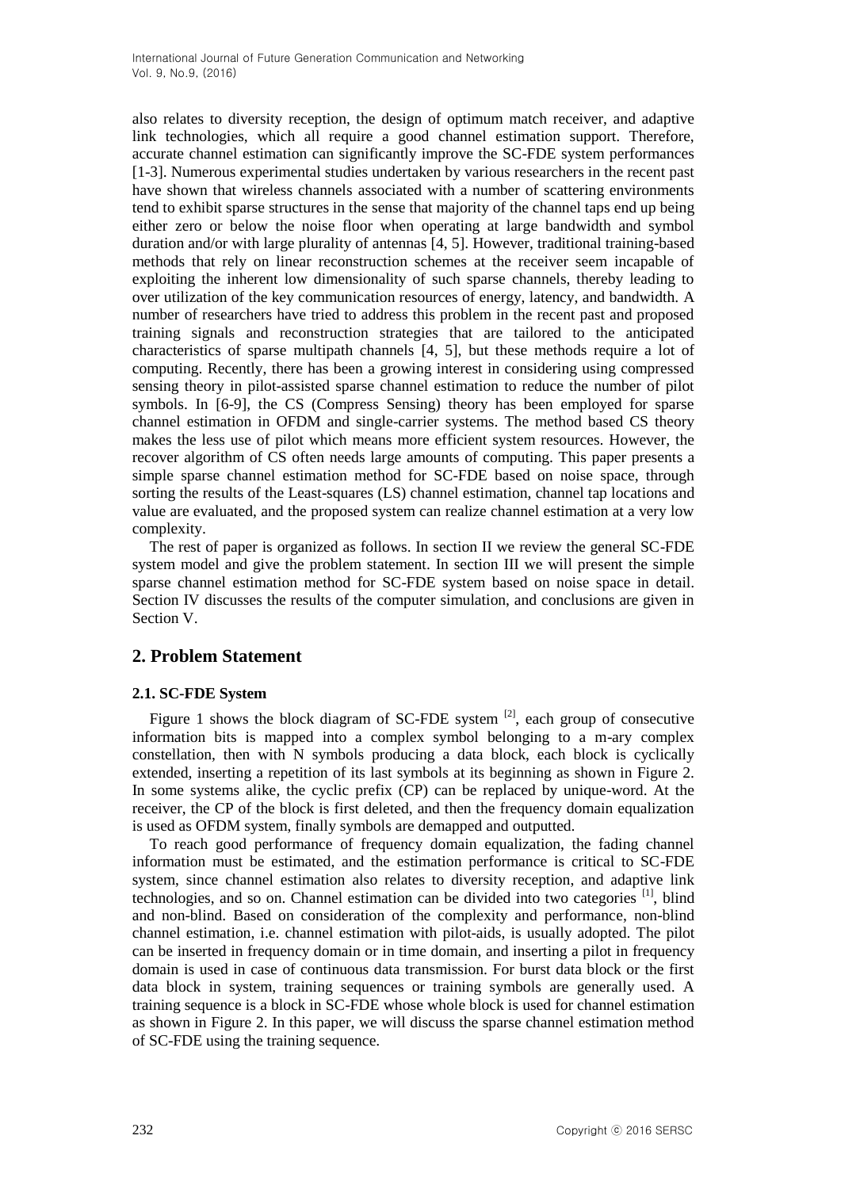also relates to diversity reception, the design of optimum match receiver, and adaptive link technologies, which all require a good channel estimation support. Therefore, accurate channel estimation can significantly improve the SC-FDE system performances [1-3]. Numerous experimental studies undertaken by various researchers in the recent past have shown that wireless channels associated with a number of scattering environments tend to exhibit sparse structures in the sense that majority of the channel taps end up being either zero or below the noise floor when operating at large bandwidth and symbol duration and/or with large plurality of antennas [4, 5]. However, traditional training-based methods that rely on linear reconstruction schemes at the receiver seem incapable of exploiting the inherent low dimensionality of such sparse channels, thereby leading to over utilization of the key communication resources of energy, latency, and bandwidth. A number of researchers have tried to address this problem in the recent past and proposed training signals and reconstruction strategies that are tailored to the anticipated characteristics of sparse multipath channels [4, 5], but these methods require a lot of computing. Recently, there has been a growing interest in considering using compressed sensing theory in pilot-assisted sparse channel estimation to reduce the number of pilot symbols. In [6-9], the CS (Compress Sensing) theory has been employed for sparse channel estimation in OFDM and single-carrier systems. The method based CS theory makes the less use of pilot which means more efficient system resources. However, the recover algorithm of CS often needs large amounts of computing. This paper presents a simple sparse channel estimation method for SC-FDE based on noise space, through sorting the results of the Least-squares (LS) channel estimation, channel tap locations and value are evaluated, and the proposed system can realize channel estimation at a very low complexity.

The rest of paper is organized as follows. In section II we review the general SC-FDE system model and give the problem statement. In section III we will present the simple sparse channel estimation method for SC-FDE system based on noise space in detail. Section IV discusses the results of the computer simulation, and conclusions are given in Section V.

## 2. Problem Statement

### 2.1. SC-FDE System

Figure 1 shows the block diagram of SC-FDE system [2], each group of consecutive information bits is mapped into a complex symbol belonging to a m-ary complex constellation, then with N symbols producing a data block, each block is cyclically extended, inserting a repetition of its last symbols at its beginning as shown in Figure 2. In some systems alike, the cyclic prefix (CP) can be replaced by unique-word. At the receiver, the CP of the block is first deleted, and then the frequency domain equalization is used as OFDM system, finally symbols are demapped and outputted.

To reach good performance of frequency domain equalization, the fading channel information must be estimated, and the estimation performance is critical to SC-FDE system, since channel estimation also relates to diversity reception, and adaptive link technologies, and so on. Channel estimation can be divided into two categories [1], blind and non-blind. Based on consideration of the complexity and performance, non-blind channel estimation, i.e. channel estimation with pilot-aids, is usually adopted. The pilot can be inserted in frequency domain or in time domain, and inserting a pilot in frequency domain is used in case of continuous data transmission. For burst data block or the first data block in system, training sequences or training symbols are generally used. A training sequence is a block in SC-FDE whose whole block is used for channel estimation as shown in Figure 2. In this paper, we will discuss the sparse channel estimation method of SC-FDE using the training sequence.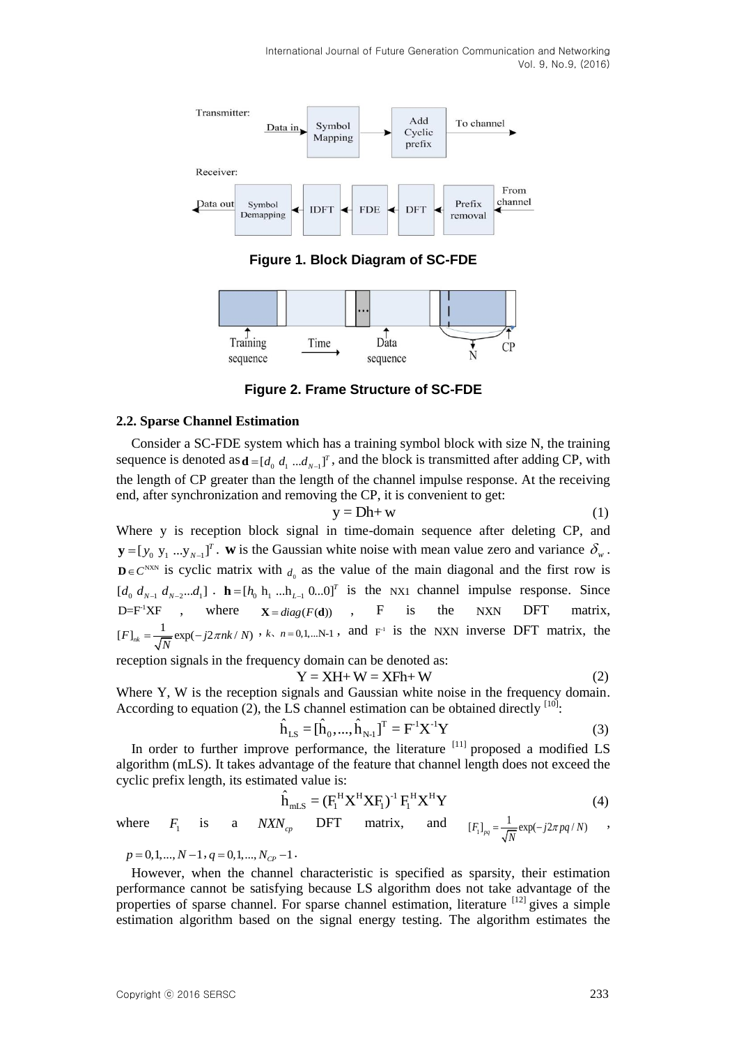Transmitter:

Data in → Symbol Mapping → Add Cyclic prefix → To channel

Receiver:

Data out ← Symbol Demapping ← IDFT ← FDE ← DFT ← Prefix removal ← From channel

**Figure 1. Block Diagram of SC-FDE**

Training sequence    Time    Data sequence    N    CP

**Figure 2. Frame Structure of SC-FDE**

### 2.2. Sparse Channel Estimation

Consider a SC-FDE system which has a training symbol block with size N, the training sequence is denoted as $\mathbf{d} = [d_0\ d_1\ ...d_{N-1}]^T$, and the block is transmitted after adding CP, with the length of CP greater than the length of the channel impulse response. At the receiving end, after synchronization and removing the CP, it is convenient to get:

$$\mathrm{y} = \mathrm{Dh} + \mathrm{w} \tag{1}$$

Where y is reception block signal in time-domain sequence after deleting CP, and $\mathbf{y} = [y_0\ y_1\ ...y_{N-1}]^T$. $\mathbf{w}$ is the Gaussian white noise with mean value zero and variance $\delta_w$. $\mathbf{D} \in C^{N\mathrm{X}N}$ is cyclic matrix with $d_0$ as the value of the main diagonal and the first row is $[d_0\ d_{N-1}\ d_{N-2}...d_1]$. $\mathbf{h} = [h_0\ h_1\ ...h_{L-1}\ 0...0]^T$ is the $N\mathrm{X}1$ channel impulse response. Since $\mathrm{D}=\mathrm{F}^{-1}\mathrm{XF}$, where $\mathbf{X} = diag(F(\mathbf{d}))$, F is the $N\mathrm{X}N$ DFT matrix, $[F]_{nk} = \frac{1}{\sqrt{N}}\exp(-j2\pi nk/N)$, $k$、$n = 0,1,...\mathrm{N}\text{-}1$, and $\mathrm{F}^{-1}$ is the $N\mathrm{X}N$ inverse DFT matrix, the reception signals in the frequency domain can be denoted as:

$$\mathrm{Y} = \mathrm{XH} + \mathrm{W} = \mathrm{XFh} + \mathrm{W} \tag{2}$$

Where Y, W is the reception signals and Gaussian white noise in the frequency domain. According to equation (2), the LS channel estimation can be obtained directly [10]:

$$\hat{\mathrm{h}}_{\mathrm{LS}} = [\hat{\mathrm{h}}_0, ..., \hat{\mathrm{h}}_{\mathrm{N-1}}]^{\mathrm{T}} = \mathrm{F}^{-1}\mathrm{X}^{-1}\mathrm{Y} \tag{3}$$

In order to further improve performance, the literature [11] proposed a modified LS algorithm (mLS). It takes advantage of the feature that channel length does not exceed the cyclic prefix length, its estimated value is:

$$\hat{\mathrm{h}}_{\mathrm{mLS}} = (\mathrm{F}_1^{\mathrm{H}}\mathrm{X}^{\mathrm{H}}\mathrm{XF}_1)^{-1}\,\mathrm{F}_1^{\mathrm{H}}\mathrm{X}^{\mathrm{H}}\mathrm{Y} \tag{4}$$

where $F_1$ is a $NXN_{cp}$ DFT matrix, and $[F_1]_{pq} = \frac{1}{\sqrt{N}}\exp(-j2\pi pq/N)$, $p = 0,1,...,N-1$, $q = 0,1,...,N_{CP}-1$.

However, when the channel characteristic is specified as sparsity, their estimation performance cannot be satisfying because LS algorithm does not take advantage of the properties of sparse channel. For sparse channel estimation, literature [12] gives a simple estimation algorithm based on the signal energy testing. The algorithm estimates the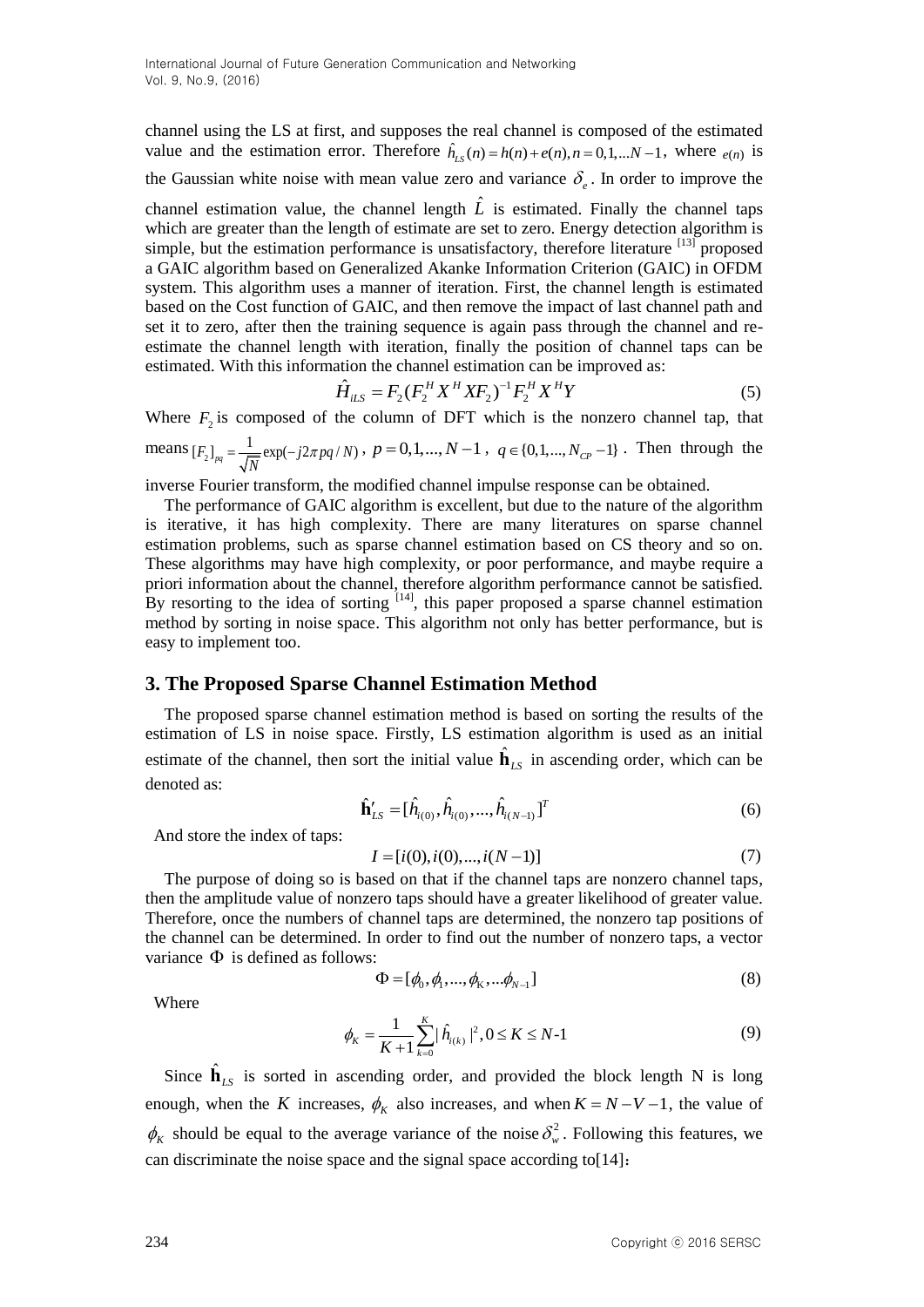channel using the LS at first, and supposes the real channel is composed of the estimated value and the estimation error. Therefore $\hat{h}_{LS}(n) = h(n) + e(n), n = 0,1,...N-1$, where $e(n)$ is the Gaussian white noise with mean value zero and variance $\delta_e$. In order to improve the channel estimation value, the channel length $\hat{L}$ is estimated. Finally the channel taps which are greater than the length of estimate are set to zero. Energy detection algorithm is simple, but the estimation performance is unsatisfactory, therefore literature [13] proposed a GAIC algorithm based on Generalized Akanke Information Criterion (GAIC) in OFDM system. This algorithm uses a manner of iteration. First, the channel length is estimated based on the Cost function of GAIC, and then remove the impact of last channel path and set it to zero, after then the training sequence is again pass through the channel and re-estimate the channel length with iteration, finally the position of channel taps can be estimated. With this information the channel estimation can be improved as:

$$\hat{H}_{iLS} = F_2(F_2^H X^H X F_2)^{-1} F_2^H X^H Y \tag{5}$$

Where $F_2$ is composed of the column of DFT which is the nonzero channel tap, that means $[F_2]_{pq} = \frac{1}{\sqrt{N}} \exp(-j2\pi pq/N)$, $p = 0,1,...,N-1$, $q \in \{0,1,...,N_{CP}-1\}$. Then through the inverse Fourier transform, the modified channel impulse response can be obtained.

The performance of GAIC algorithm is excellent, but due to the nature of the algorithm is iterative, it has high complexity. There are many literatures on sparse channel estimation problems, such as sparse channel estimation based on CS theory and so on. These algorithms may have high complexity, or poor performance, and maybe require a priori information about the channel, therefore algorithm performance cannot be satisfied. By resorting to the idea of sorting [14], this paper proposed a sparse channel estimation method by sorting in noise space. This algorithm not only has better performance, but is easy to implement too.

## 3. The Proposed Sparse Channel Estimation Method

The proposed sparse channel estimation method is based on sorting the results of the estimation of LS in noise space. Firstly, LS estimation algorithm is used as an initial estimate of the channel, then sort the initial value $\hat{\mathbf{h}}_{LS}$ in ascending order, which can be denoted as:

$$\hat{\mathbf{h}}'_{LS} = [\hat{h}_{i(0)}, \hat{h}_{i(0)}, ..., \hat{h}_{i(N-1)}]^T \tag{6}$$

And store the index of taps:

$$I = [i(0), i(0), ..., i(N-1)] \tag{7}$$

The purpose of doing so is based on that if the channel taps are nonzero channel taps, then the amplitude value of nonzero taps should have a greater likelihood of greater value. Therefore, once the numbers of channel taps are determined, the nonzero tap positions of the channel can be determined. In order to find out the number of nonzero taps, a vector variance $\Phi$ is defined as follows:

$$\Phi = [\phi_0, \phi_1, ..., \phi_K, ...\phi_{N-1}] \tag{8}$$

Where

$$\phi_K = \frac{1}{K+1} \sum_{k=0}^{K} |\hat{h}_{i(k)}|^2, 0 \le K \le N\text{-}1 \tag{9}$$

Since $\hat{\mathbf{h}}_{LS}$ is sorted in ascending order, and provided the block length N is long enough, when the $K$ increases, $\phi_K$ also increases, and when $K = N - V - 1$, the value of $\phi_K$ should be equal to the average variance of the noise $\delta_w^2$. Following this features, we can discriminate the noise space and the signal space according to[14]：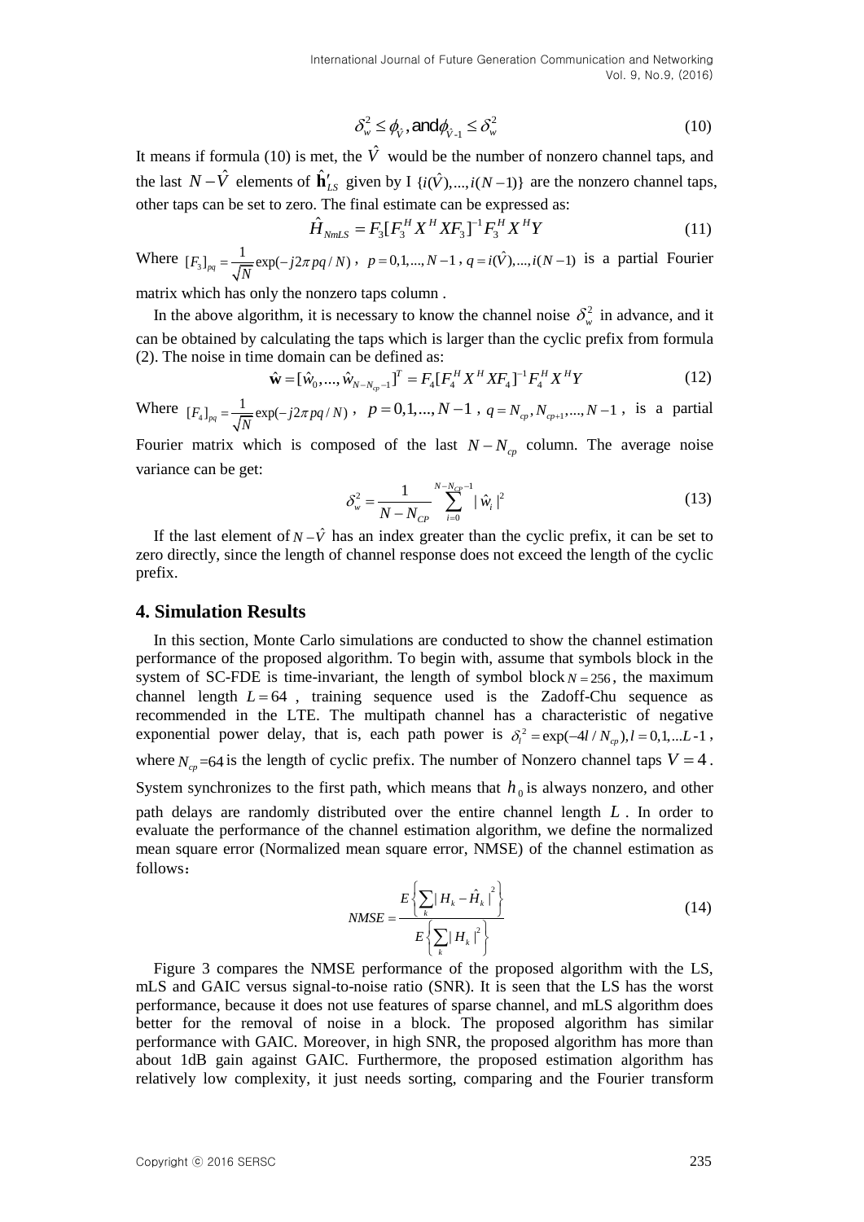$$\delta_w^2 \le \phi_{\hat{V}}, \text{and} \phi_{\hat{V}-1} \le \delta_w^2 \tag{10}$$

It means if formula (10) is met, the $\hat{V}$ would be the number of nonzero channel taps, and the last $N-\hat{V}$ elements of $\hat{\mathbf{h}}'_{LS}$ given by I $\{i(\hat{V}),...,i(N-1)\}$ are the nonzero channel taps, other taps can be set to zero. The final estimate can be expressed as:

$$\hat{H}_{NmLS} = F_3[F_3^H X^H X F_3]^{-1} F_3^H X^H Y \tag{11}$$

Where $[F_3]_{pq} = \frac{1}{\sqrt{N}}\exp(-j2\pi pq/N)$, $p = 0,1,...,N-1$, $q = i(\hat{V}),...,i(N-1)$ is a partial Fourier matrix which has only the nonzero taps column .

In the above algorithm, it is necessary to know the channel noise $\delta_w^2$ in advance, and it can be obtained by calculating the taps which is larger than the cyclic prefix from formula (2). The noise in time domain can be defined as:

$$\hat{\mathbf{w}} = [\hat{w}_0,...,\hat{w}_{N-N_{cp}-1}]^T = F_4[F_4^H X^H X F_4]^{-1} F_4^H X^H Y \tag{12}$$

Where $[F_4]_{pq} = \frac{1}{\sqrt{N}}\exp(-j2\pi pq/N)$, $p = 0,1,...,N-1$, $q = N_{cp}, N_{cp+1},...,N-1$, is a partial Fourier matrix which is composed of the last $N-N_{cp}$ column. The average noise variance can be get:

$$\delta_w^2 = \frac{1}{N-N_{CP}}\sum_{i=0}^{N-N_{CP}-1} |\hat{w}_i|^2 \tag{13}$$

If the last element of $N-\hat{V}$ has an index greater than the cyclic prefix, it can be set to zero directly, since the length of channel response does not exceed the length of the cyclic prefix.

## 4. Simulation Results

In this section, Monte Carlo simulations are conducted to show the channel estimation performance of the proposed algorithm. To begin with, assume that symbols block in the system of SC-FDE is time-invariant, the length of symbol block $N = 256$, the maximum channel length $L = 64$, training sequence used is the Zadoff-Chu sequence as recommended in the LTE. The multipath channel has a characteristic of negative exponential power delay, that is, each path power is $\delta_l^2 = \exp(-4l/N_{cp}), l = 0,1,...L\text{-}1$, where $N_{cp}$=64 is the length of cyclic prefix. The number of Nonzero channel taps $V = 4$. System synchronizes to the first path, which means that $h_0$ is always nonzero, and other path delays are randomly distributed over the entire channel length $L$. In order to evaluate the performance of the channel estimation algorithm, we define the normalized mean square error (Normalized mean square error, NMSE) of the channel estimation as follows:

$$NMSE = \frac{E\left\{\sum_k |H_k - \hat{H}_k|^2\right\}}{E\left\{\sum_k |H_k|^2\right\}} \tag{14}$$

Figure 3 compares the NMSE performance of the proposed algorithm with the LS, mLS and GAIC versus signal-to-noise ratio (SNR). It is seen that the LS has the worst performance, because it does not use features of sparse channel, and mLS algorithm does better for the removal of noise in a block. The proposed algorithm has similar performance with GAIC. Moreover, in high SNR, the proposed algorithm has more than about 1dB gain against GAIC. Furthermore, the proposed estimation algorithm has relatively low complexity, it just needs sorting, comparing and the Fourier transform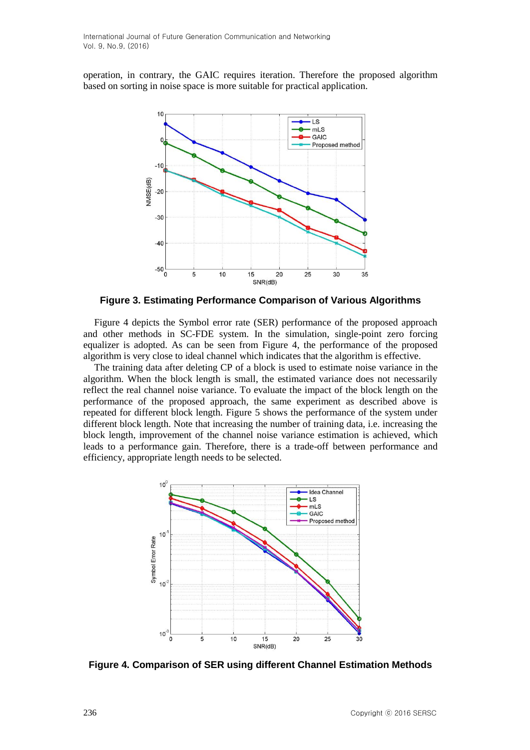operation, in contrary, the GAIC requires iteration. Therefore the proposed algorithm based on sorting in noise space is more suitable for practical application.

**Figure 3. Estimating Performance Comparison of Various Algorithms**

Figure 4 depicts the Symbol error rate (SER) performance of the proposed approach and other methods in SC-FDE system. In the simulation, single-point zero forcing equalizer is adopted. As can be seen from Figure 4, the performance of the proposed algorithm is very close to ideal channel which indicates that the algorithm is effective.

The training data after deleting CP of a block is used to estimate noise variance in the algorithm. When the block length is small, the estimated variance does not necessarily reflect the real channel noise variance. To evaluate the impact of the block length on the performance of the proposed approach, the same experiment as described above is repeated for different block length. Figure 5 shows the performance of the system under different block length. Note that increasing the number of training data, i.e. increasing the block length, improvement of the channel noise variance estimation is achieved, which leads to a performance gain. Therefore, there is a trade-off between performance and efficiency, appropriate length needs to be selected.

**Figure 4. Comparison of SER using different Channel Estimation Methods**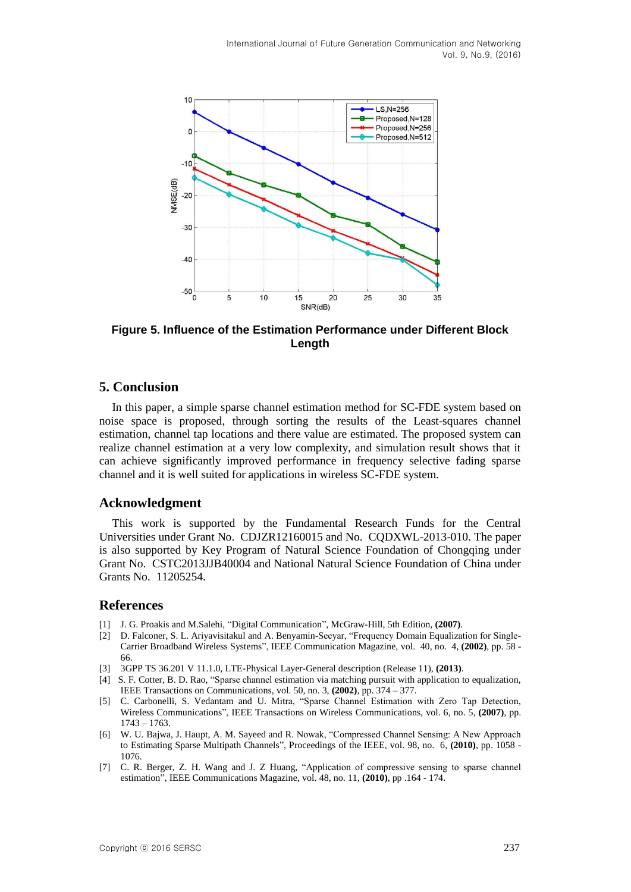10

0

-10

-20

-30

-40

-50

NMSE(dB)

0 5 10 15 20 25 30 35

SNR(dB)

LS,N=256

Proposed,N=128

Proposed,N=256

Proposed,N=512

**Figure 5. Influence of the Estimation Performance under Different Block Length**

## 5. Conclusion

In this paper, a simple sparse channel estimation method for SC-FDE system based on noise space is proposed, through sorting the results of the Least-squares channel estimation, channel tap locations and there value are estimated. The proposed system can realize channel estimation at a very low complexity, and simulation result shows that it can achieve significantly improved performance in frequency selective fading sparse channel and it is well suited for applications in wireless SC-FDE system.

## Acknowledgment

This work is supported by the Fundamental Research Funds for the Central Universities under Grant No. CDJZR12160015 and No. CQDXWL-2013-010. The paper is also supported by Key Program of Natural Science Foundation of Chongqing under Grant No. CSTC2013JJB40004 and National Natural Science Foundation of China under Grants No. 11205254.

## References

[1] J. G. Proakis and M.Salehi, "Digital Communication", McGraw-Hill, 5th Edition, **(2007)**.

[2] D. Falconer, S. L. Ariyavisitakul and A. Benyamin-Seeyar, "Frequency Domain Equalization for Single-Carrier Broadband Wireless Systems", IEEE Communication Magazine, vol. 40, no. 4, **(2002)**, pp. 58 - 66.

[3] 3GPP TS 36.201 V 11.1.0, LTE-Physical Layer-General description (Release 11), **(2013)**.

[4] S. F. Cotter, B. D. Rao, "Sparse channel estimation via matching pursuit with application to equalization, IEEE Transactions on Communications, vol. 50, no. 3, **(2002)**, pp. 374 – 377.

[5] C. Carbonelli, S. Vedantam and U. Mitra, "Sparse Channel Estimation with Zero Tap Detection, Wireless Communications", IEEE Transactions on Wireless Communications, vol. 6, no. 5, **(2007)**, pp. 1743 – 1763.

[6] W. U. Bajwa, J. Haupt, A. M. Sayeed and R. Nowak, "Compressed Channel Sensing: A New Approach to Estimating Sparse Multipath Channels", Proceedings of the IEEE, vol. 98, no. 6, **(2010)**, pp. 1058 - 1076.

[7] C. R. Berger, Z. H. Wang and J. Z Huang, "Application of compressive sensing to sparse channel estimation", IEEE Communications Magazine, vol. 48, no. 11, **(2010)**, pp .164 - 174.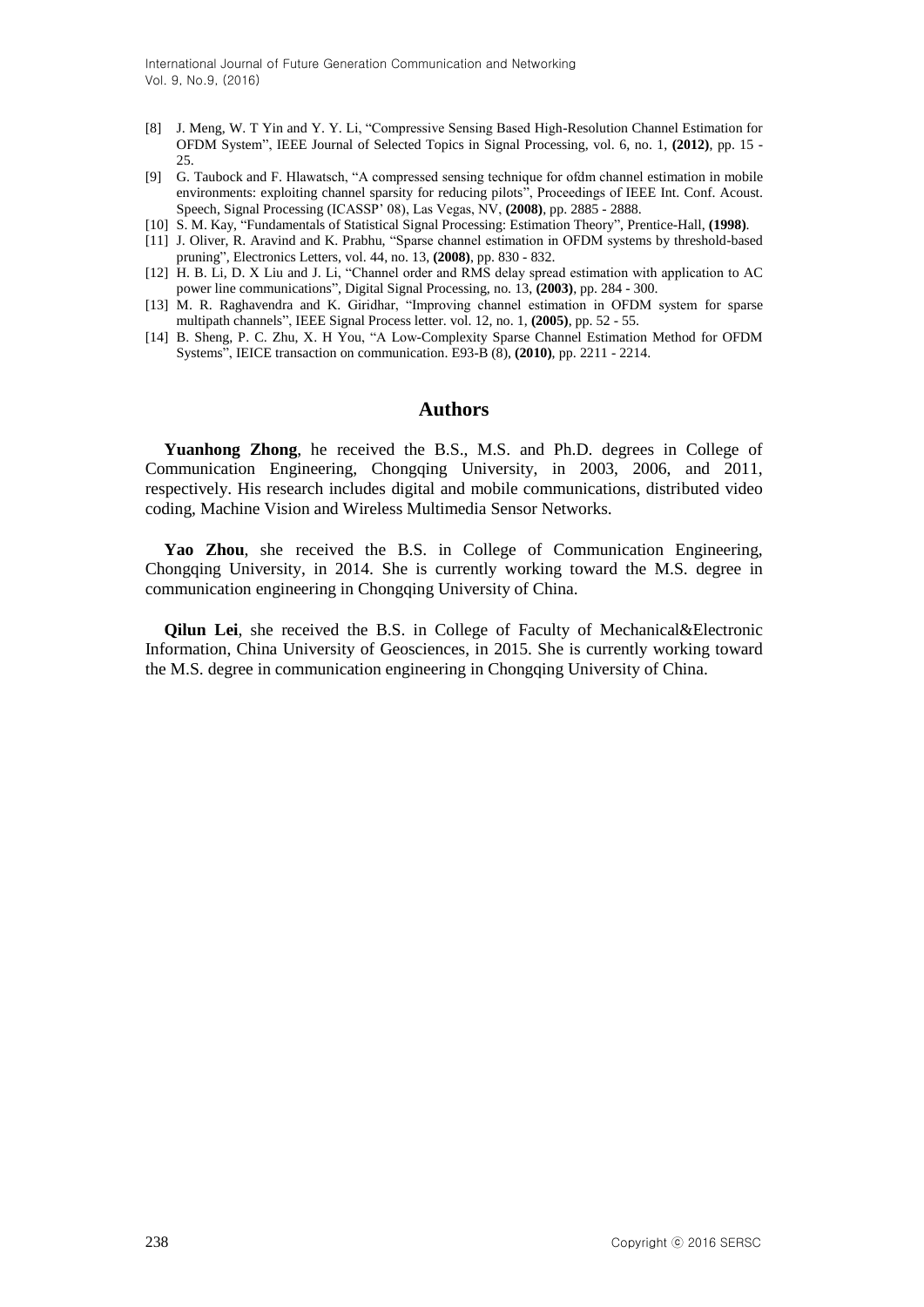[8] J. Meng, W. T Yin and Y. Y. Li, "Compressive Sensing Based High-Resolution Channel Estimation for OFDM System", IEEE Journal of Selected Topics in Signal Processing, vol. 6, no. 1, **(2012)**, pp. 15 - 25.

[9] G. Taubock and F. Hlawatsch, "A compressed sensing technique for ofdm channel estimation in mobile environments: exploiting channel sparsity for reducing pilots", Proceedings of IEEE Int. Conf. Acoust. Speech, Signal Processing (ICASSP' 08), Las Vegas, NV, **(2008)**, pp. 2885 - 2888.

[10] S. M. Kay, "Fundamentals of Statistical Signal Processing: Estimation Theory", Prentice-Hall, **(1998)**.

[11] J. Oliver, R. Aravind and K. Prabhu, "Sparse channel estimation in OFDM systems by threshold-based pruning", Electronics Letters, vol. 44, no. 13, **(2008)**, pp. 830 - 832.

[12] H. B. Li, D. X Liu and J. Li, "Channel order and RMS delay spread estimation with application to AC power line communications", Digital Signal Processing, no. 13, **(2003)**, pp. 284 - 300.

[13] M. R. Raghavendra and K. Giridhar, "Improving channel estimation in OFDM system for sparse multipath channels", IEEE Signal Process letter. vol. 12, no. 1, **(2005)**, pp. 52 - 55.

[14] B. Sheng, P. C. Zhu, X. H You, "A Low-Complexity Sparse Channel Estimation Method for OFDM Systems", IEICE transaction on communication. E93-B (8), **(2010)**, pp. 2211 - 2214.

## Authors

**Yuanhong Zhong**, he received the B.S., M.S. and Ph.D. degrees in College of Communication Engineering, Chongqing University, in 2003, 2006, and 2011, respectively. His research includes digital and mobile communications, distributed video coding, Machine Vision and Wireless Multimedia Sensor Networks.

**Yao Zhou**, she received the B.S. in College of Communication Engineering, Chongqing University, in 2014. She is currently working toward the M.S. degree in communication engineering in Chongqing University of China.

**Qilun Lei**, she received the B.S. in College of Faculty of Mechanical&Electronic Information, China University of Geosciences, in 2015. She is currently working toward the M.S. degree in communication engineering in Chongqing University of China.